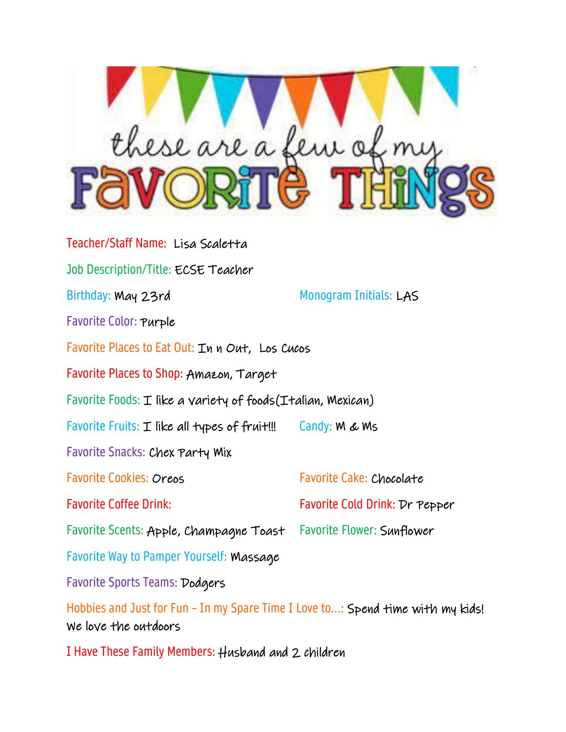# these are a few of my FAVORITE THINGS

Teacher/Staff Name: Lisa Scaletta

Job Description/Title: ECSE Teacher

Birthday: May 23rd

Monogram Initials: LAS

Favorite Color: Purple

Favorite Places to Eat Out: In n Out, Los Cucos

Favorite Places to Shop: Amazon, Target

Favorite Foods: I like a variety of foods(Italian, Mexican)

Favorite Fruits: I like all types of fruit!!!

Candy: M & Ms

Favorite Snacks: Chex Party Mix

Favorite Cookies: Oreos

Favorite Cake: Chocolate

Favorite Coffee Drink:

Favorite Cold Drink: Dr Pepper

Favorite Scents: Apple, Champagne Toast

Favorite Flower: Sunflower

Favorite Way to Pamper Yourself: Massage

Favorite Sports Teams: Dodgers

Hobbies and Just for Fun – In my Spare Time I Love to...: Spend time with my kids! We love the outdoors

I Have These Family Members: Husband and 2 children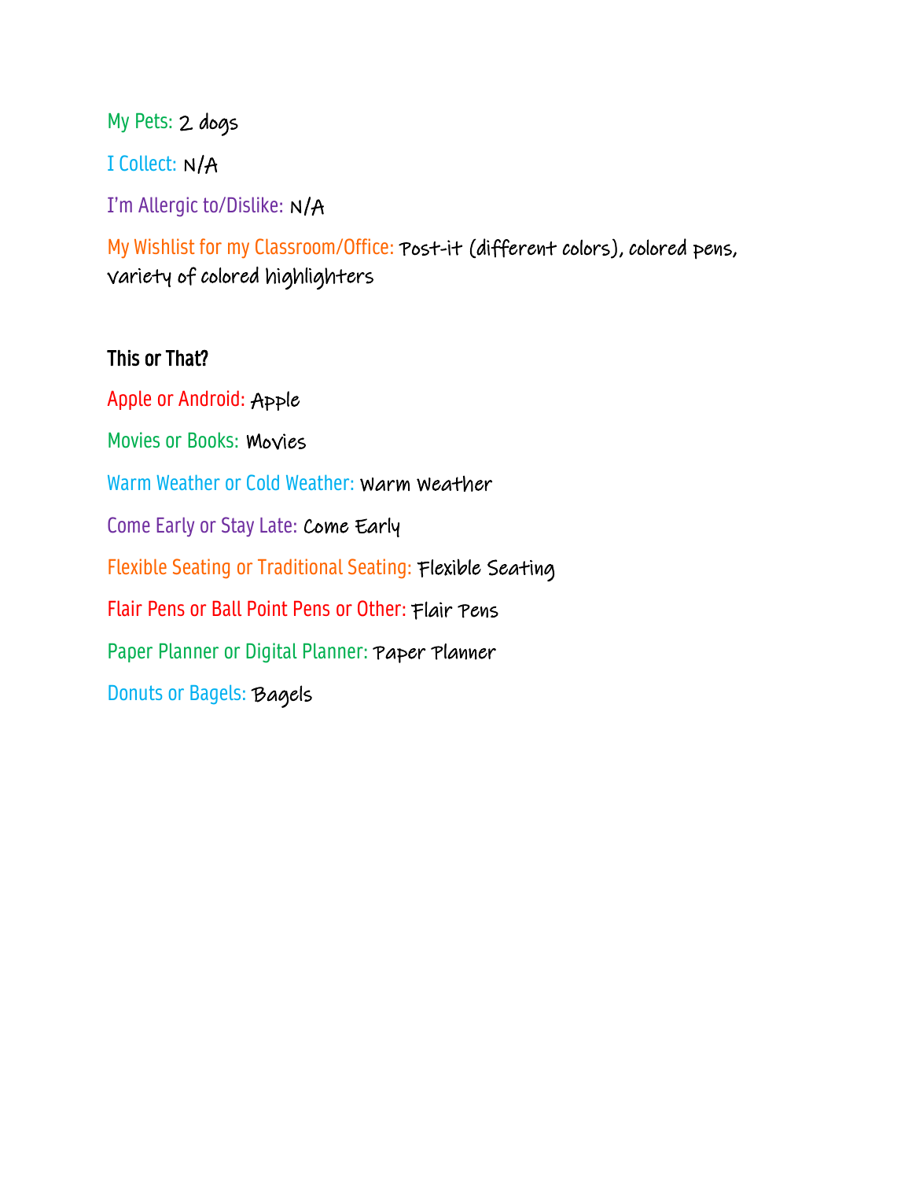My Pets: 2 dogs

I Collect: N/A

I'm Allergic to/Dislike: N/A

My Wishlist for my Classroom/Office: Post-it (different colors), colored pens, variety of colored highlighters

**This or That?**

Apple or Android: Apple

Movies or Books: Movies

Warm Weather or Cold Weather: Warm Weather

Come Early or Stay Late: Come Early

Flexible Seating or Traditional Seating: Flexible Seating

Flair Pens or Ball Point Pens or Other: Flair Pens

Paper Planner or Digital Planner: Paper Planner

Donuts or Bagels: Bagels